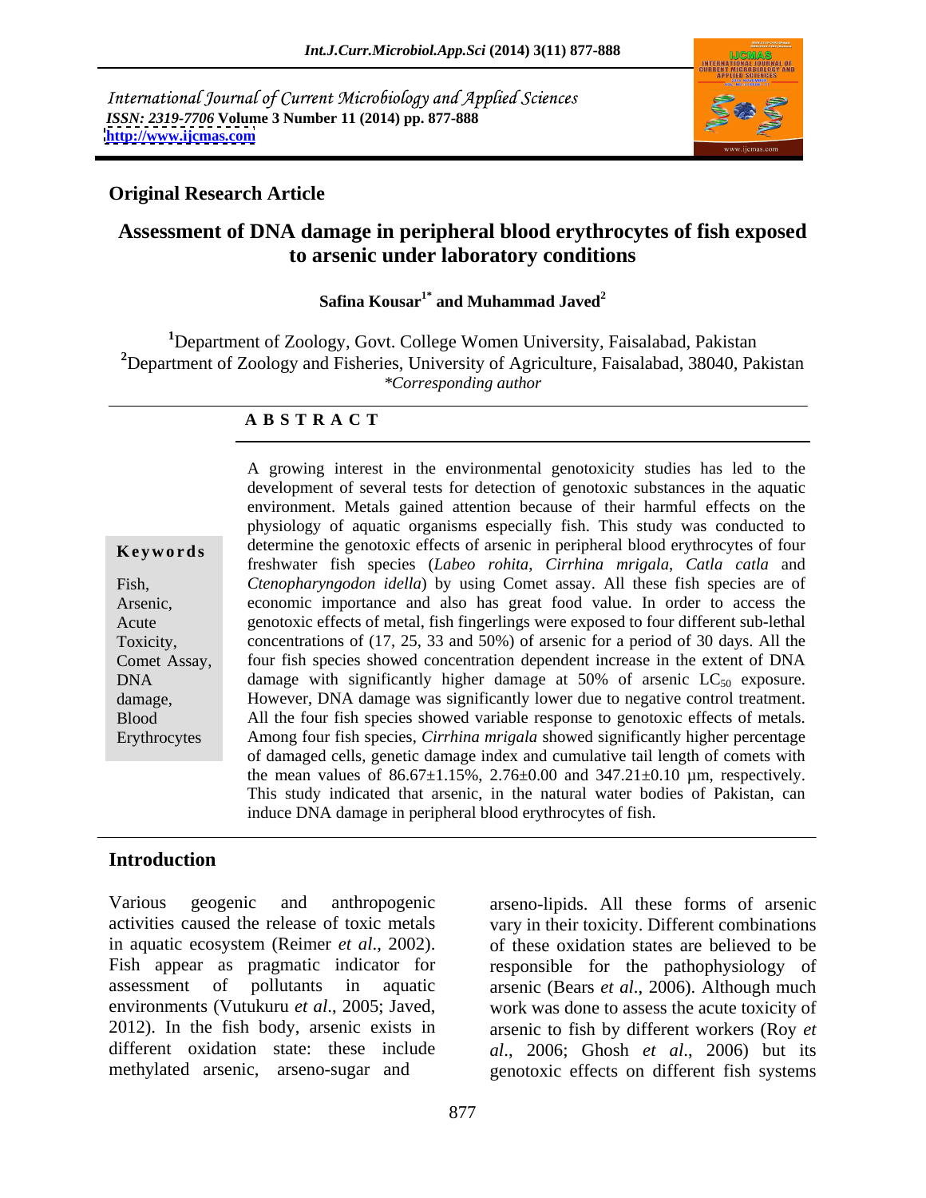International Journal of Current Microbiology and Applied Sciences
*ISSN: 2319-7706* **Volume 3 Number 11 (2014) pp. 877-888**
**http://www.ijcmas.com**

**Original Research Article**

# Assessment of DNA damage in peripheral blood erythrocytes of fish exposed to arsenic under laboratory conditions

**Safina Kousar[1*] and Muhammad Javed[2]**

[1]Department of Zoology, Govt. College Women University, Faisalabad, Pakistan
[2]Department of Zoology and Fisheries, University of Agriculture, Faisalabad, 38040, Pakistan
*\*Corresponding author*

## ABSTRACT

**Keywords**

Fish, Arsenic, Acute Toxicity, Comet Assay, DNA damage, Blood Erythrocytes

A growing interest in the environmental genotoxicity studies has led to the development of several tests for detection of genotoxic substances in the aquatic environment. Metals gained attention because of their harmful effects on the physiology of aquatic organisms especially fish. This study was conducted to determine the genotoxic effects of arsenic in peripheral blood erythrocytes of four freshwater fish species (*Labeo rohita*, *Cirrhina mrigala*, *Catla catla* and *Ctenopharyngodon idella*) by using Comet assay. All these fish species are of economic importance and also has great food value. In order to access the genotoxic effects of metal, fish fingerlings were exposed to four different sub-lethal concentrations of (17, 25, 33 and 50%) of arsenic for a period of 30 days. All the four fish species showed concentration dependent increase in the extent of DNA damage with significantly higher damage at 50% of arsenic $LC_{50}$ exposure. However, DNA damage was significantly lower due to negative control treatment. All the four fish species showed variable response to genotoxic effects of metals. Among four fish species, *Cirrhina mrigala* showed significantly higher percentage of damaged cells, genetic damage index and cumulative tail length of comets with the mean values of 86.67±1.15%, 2.76±0.00 and 347.21±0.10 µm, respectively. This study indicated that arsenic, in the natural water bodies of Pakistan, can induce DNA damage in peripheral blood erythrocytes of fish.

## Introduction

Various geogenic and anthropogenic activities caused the release of toxic metals in aquatic ecosystem (Reimer *et al*., 2002). Fish appear as pragmatic indicator for assessment of pollutants in aquatic environments (Vutukuru *et al*., 2005; Javed, 2012). In the fish body, arsenic exists in different oxidation state: these include methylated arsenic, arseno-sugar and arseno-lipids. All these forms of arsenic vary in their toxicity. Different combinations of these oxidation states are believed to be responsible for the pathophysiology of arsenic (Bears *et al*., 2006). Although much work was done to assess the acute toxicity of arsenic to fish by different workers (Roy *et al*., 2006; Ghosh *et al*., 2006) but its genotoxic effects on different fish systems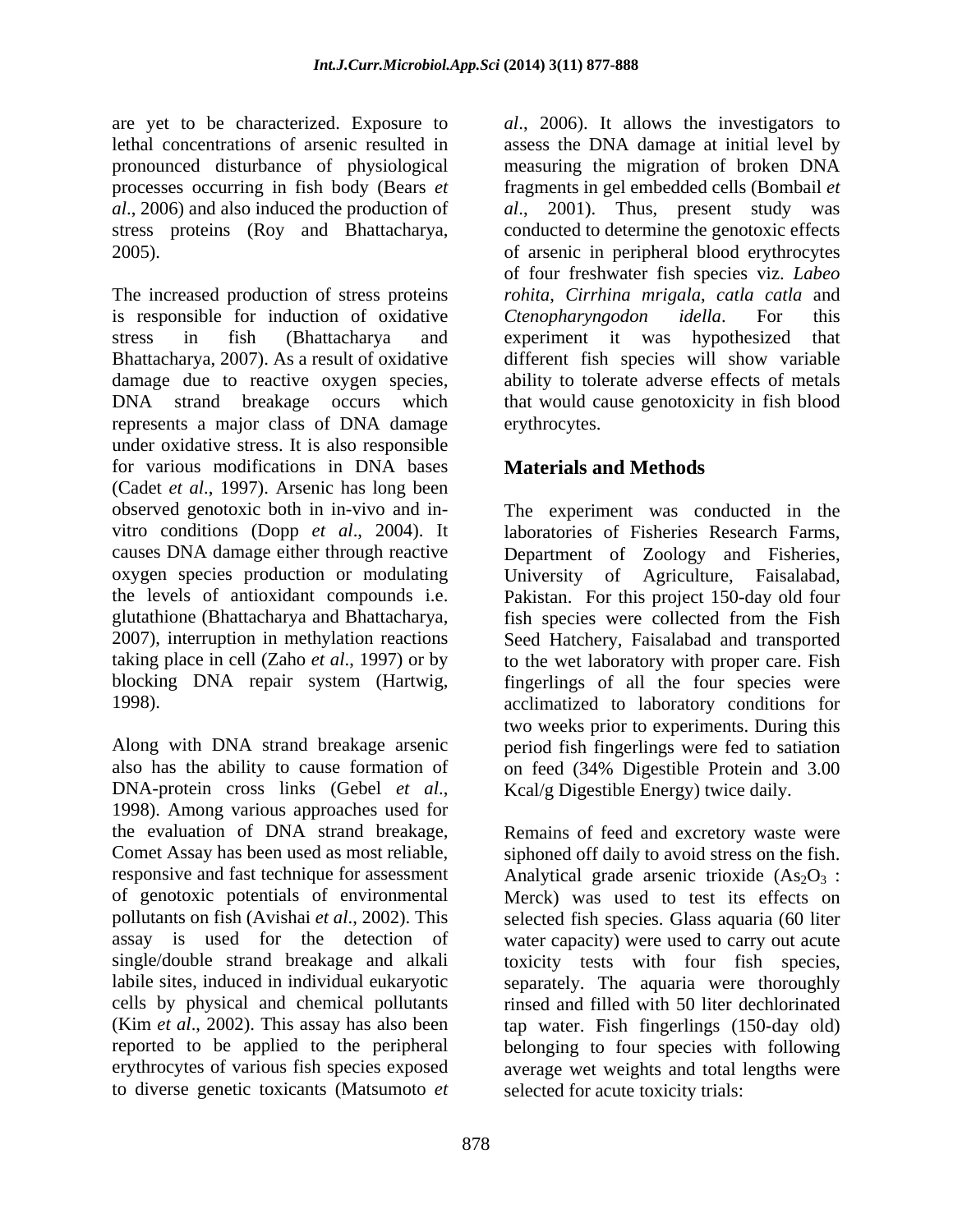are yet to be characterized. Exposure to lethal concentrations of arsenic resulted in pronounced disturbance of physiological processes occurring in fish body (Bears *et al*., 2006) and also induced the production of stress proteins (Roy and Bhattacharya, 2005).

The increased production of stress proteins is responsible for induction of oxidative stress in fish (Bhattacharya and Bhattacharya, 2007). As a result of oxidative damage due to reactive oxygen species, DNA strand breakage occurs which represents a major class of DNA damage under oxidative stress. It is also responsible for various modifications in DNA bases (Cadet *et al*., 1997). Arsenic has long been observed genotoxic both in in-vivo and in-vitro conditions (Dopp *et al*., 2004). It causes DNA damage either through reactive oxygen species production or modulating the levels of antioxidant compounds i.e. glutathione (Bhattacharya and Bhattacharya, 2007), interruption in methylation reactions taking place in cell (Zaho *et al*., 1997) or by blocking DNA repair system (Hartwig, 1998).

Along with DNA strand breakage arsenic also has the ability to cause formation of DNA-protein cross links (Gebel *et al*., 1998). Among various approaches used for the evaluation of DNA strand breakage, Comet Assay has been used as most reliable, responsive and fast technique for assessment of genotoxic potentials of environmental pollutants on fish (Avishai *et al*., 2002). This assay is used for the detection of single/double strand breakage and alkali labile sites, induced in individual eukaryotic cells by physical and chemical pollutants (Kim *et al*., 2002). This assay has also been reported to be applied to the peripheral erythrocytes of various fish species exposed to diverse genetic toxicants (Matsumoto *et al*., 2006). It allows the investigators to assess the DNA damage at initial level by measuring the migration of broken DNA fragments in gel embedded cells (Bombail *et al*., 2001). Thus, present study was conducted to determine the genotoxic effects of arsenic in peripheral blood erythrocytes of four freshwater fish species viz. *Labeo rohita*, *Cirrhina mrigala*, *catla catla* and *Ctenopharyngodon idella*. For this experiment it was hypothesized that different fish species will show variable ability to tolerate adverse effects of metals that would cause genotoxicity in fish blood erythrocytes.

## Materials and Methods

The experiment was conducted in the laboratories of Fisheries Research Farms, Department of Zoology and Fisheries, University of Agriculture, Faisalabad, Pakistan. For this project 150-day old four fish species were collected from the Fish Seed Hatchery, Faisalabad and transported to the wet laboratory with proper care. Fish fingerlings of all the four species were acclimatized to laboratory conditions for two weeks prior to experiments. During this period fish fingerlings were fed to satiation on feed (34% Digestible Protein and 3.00 Kcal/g Digestible Energy) twice daily.

Remains of feed and excretory waste were siphoned off daily to avoid stress on the fish. Analytical grade arsenic trioxide ($As_2O_3$ : Merck) was used to test its effects on selected fish species. Glass aquaria (60 liter water capacity) were used to carry out acute toxicity tests with four fish species, separately. The aquaria were thoroughly rinsed and filled with 50 liter dechlorinated tap water. Fish fingerlings (150-day old) belonging to four species with following average wet weights and total lengths were selected for acute toxicity trials: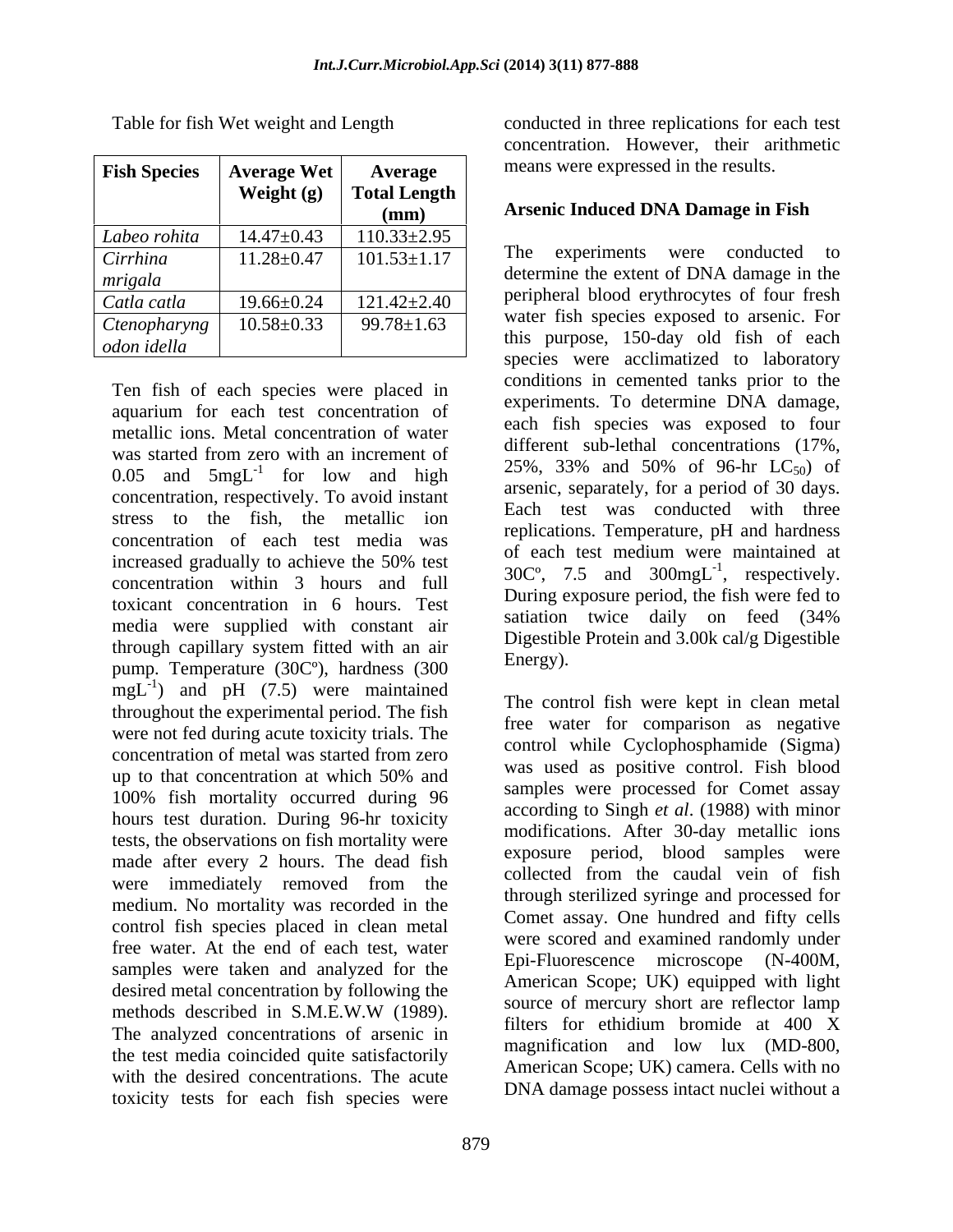Table for fish Wet weight and Length

| Fish Species | Average Wet Weight (g) | Average Total Length (mm) |
|---|---|---|
| *Labeo rohita* | 14.47±0.43 | 110.33±2.95 |
| *Cirrhina mrigala* | 11.28±0.47 | 101.53±1.17 |
| *Catla catla* | 19.66±0.24 | 121.42±2.40 |
| *Ctenopharyngodon idella* | 10.58±0.33 | 99.78±1.63 |

Ten fish of each species were placed in aquarium for each test concentration of metallic ions. Metal concentration of water was started from zero with an increment of 0.05 and $5mgL^{-1}$ for low and high concentration, respectively. To avoid instant stress to the fish, the metallic ion concentration of each test media was increased gradually to achieve the 50% test concentration within 3 hours and full toxicant concentration in 6 hours. Test media were supplied with constant air through capillary system fitted with an air pump. Temperature (30Cº), hardness (300 $mgL^{-1}$) and pH (7.5) were maintained throughout the experimental period. The fish were not fed during acute toxicity trials. The concentration of metal was started from zero up to that concentration at which 50% and 100% fish mortality occurred during 96 hours test duration. During 96-hr toxicity tests, the observations on fish mortality were made after every 2 hours. The dead fish were immediately removed from the medium. No mortality was recorded in the control fish species placed in clean metal free water. At the end of each test, water samples were taken and analyzed for the desired metal concentration by following the methods described in S.M.E.W.W (1989). The analyzed concentrations of arsenic in the test media coincided quite satisfactorily with the desired concentrations. The acute toxicity tests for each fish species were conducted in three replications for each test concentration. However, their arithmetic means were expressed in the results.

**Arsenic Induced DNA Damage in Fish**

The experiments were conducted to determine the extent of DNA damage in the peripheral blood erythrocytes of four fresh water fish species exposed to arsenic. For this purpose, 150-day old fish of each species were acclimatized to laboratory conditions in cemented tanks prior to the experiments. To determine DNA damage, each fish species was exposed to four different sub-lethal concentrations (17%, 25%, 33% and 50% of 96-hr $LC_{50}$) of arsenic, separately, for a period of 30 days. Each test was conducted with three replications. Temperature, pH and hardness of each test medium were maintained at 30Cº, 7.5 and $300mgL^{-1}$, respectively. During exposure period, the fish were fed to satiation twice daily on feed (34% Digestible Protein and 3.00k cal/g Digestible Energy).

The control fish were kept in clean metal free water for comparison as negative control while Cyclophosphamide (Sigma) was used as positive control. Fish blood samples were processed for Comet assay according to Singh *et al*. (1988) with minor modifications. After 30-day metallic ions exposure period, blood samples were collected from the caudal vein of fish through sterilized syringe and processed for Comet assay. One hundred and fifty cells were scored and examined randomly under Epi-Fluorescence microscope (N-400M, American Scope; UK) equipped with light source of mercury short are reflector lamp filters for ethidium bromide at 400 X magnification and low lux (MD-800, American Scope; UK) camera. Cells with no DNA damage possess intact nuclei without a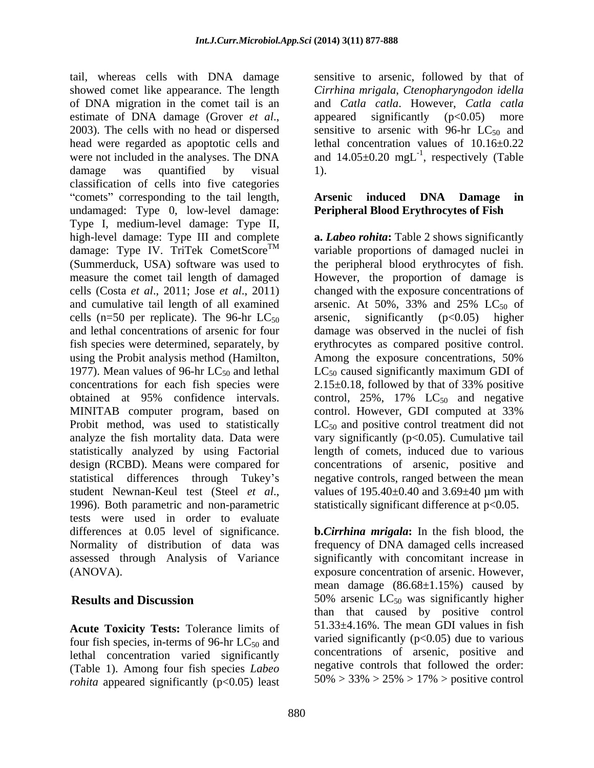tail, whereas cells with DNA damage showed comet like appearance. The length of DNA migration in the comet tail is an estimate of DNA damage (Grover *et al*., 2003). The cells with no head or dispersed head were regarded as apoptotic cells and were not included in the analyses. The DNA damage was quantified by visual classification of cells into five categories "comets" corresponding to the tail length, undamaged: Type 0, low-level damage: Type I, medium-level damage: Type II, high-level damage: Type III and complete damage: Type IV. TriTek CometScore™ (Summerduck, USA) software was used to measure the comet tail length of damaged cells (Costa *et al*., 2011; Jose *et al*., 2011) and cumulative tail length of all examined cells (n=50 per replicate). The 96-hr $LC_{50}$ and lethal concentrations of arsenic for four fish species were determined, separately, by using the Probit analysis method (Hamilton, 1977). Mean values of 96-hr $LC_{50}$ and lethal concentrations for each fish species were obtained at 95% confidence intervals. MINITAB computer program, based on Probit method, was used to statistically analyze the fish mortality data. Data were statistically analyzed by using Factorial design (RCBD). Means were compared for statistical differences through Tukey's student Newnan-Keul test (Steel *et al*., 1996). Both parametric and non-parametric tests were used in order to evaluate differences at 0.05 level of significance. Normality of distribution of data was assessed through Analysis of Variance (ANOVA).

## Results and Discussion

**Acute Toxicity Tests:** Tolerance limits of four fish species, in-terms of 96-hr $LC_{50}$ and lethal concentration varied significantly (Table 1). Among four fish species *Labeo rohita* appeared significantly ($p<0.05$) least sensitive to arsenic, followed by that of *Cirrhina mrigala*, *Ctenopharyngodon idella* and *Catla catla*. However, *Catla catla* appeared significantly ($p<0.05$) more sensitive to arsenic with 96-hr $LC_{50}$ and lethal concentration values of 10.16±0.22 and 14.05±0.20 $mgL^{-1}$, respectively (Table 1).

### Arsenic induced DNA Damage in Peripheral Blood Erythrocytes of Fish

**a. *Labeo rohita*:** Table 2 shows significantly variable proportions of damaged nuclei in the peripheral blood erythrocytes of fish. However, the proportion of damage is changed with the exposure concentrations of arsenic. At 50%, 33% and 25% $LC_{50}$ of arsenic, significantly ($p<0.05$) higher damage was observed in the nuclei of fish erythrocytes as compared positive control. Among the exposure concentrations, 50% $LC_{50}$ caused significantly maximum GDI of 2.15±0.18, followed by that of 33% positive control, 25%, 17% $LC_{50}$ and negative control. However, GDI computed at 33% $LC_{50}$ and positive control treatment did not vary significantly ($p<0.05$). Cumulative tail length of comets, induced due to various concentrations of arsenic, positive and negative controls, ranged between the mean values of 195.40±0.40 and 3.69±40 µm with statistically significant difference at $p<0.05$.

**b.*Cirrhina mrigala*:** In the fish blood, the frequency of DNA damaged cells increased significantly with concomitant increase in exposure concentration of arsenic. However, mean damage (86.68±1.15%) caused by 50% arsenic $LC_{50}$ was significantly higher than that caused by positive control 51.33±4.16%. The mean GDI values in fish varied significantly ($p<0.05$) due to various concentrations of arsenic, positive and negative controls that followed the order: 50% > 33% > 25% > 17% > positive control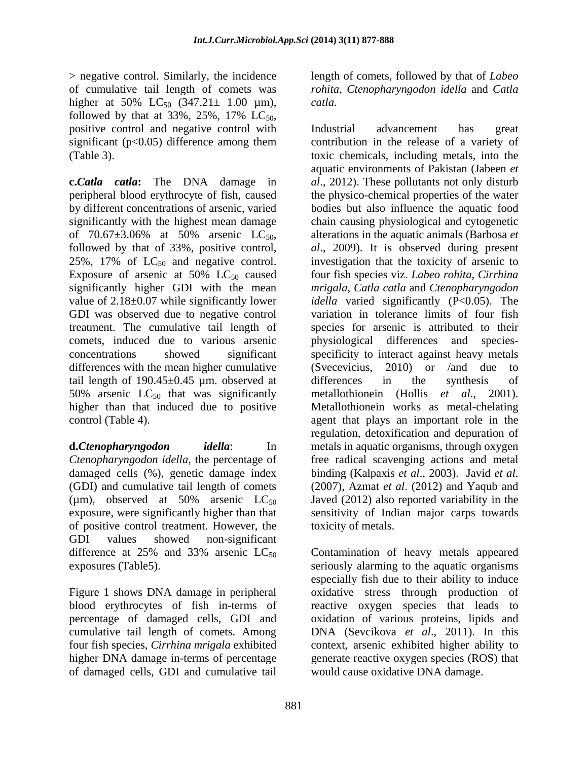> negative control. Similarly, the incidence of cumulative tail length of comets was higher at 50% $LC_{50}$ (347.21± 1.00 µm), followed by that at 33%, 25%, 17% $LC_{50}$, positive control and negative control with significant ($p<0.05$) difference among them (Table 3).

**c.*Catla catla*:** The DNA damage in peripheral blood erythrocyte of fish, caused by different concentrations of arsenic, varied significantly with the highest mean damage of 70.67±3.06% at 50% arsenic $LC_{50}$, followed by that of 33%, positive control, 25%, 17% of $LC_{50}$ and negative control. Exposure of arsenic at 50% $LC_{50}$ caused significantly higher GDI with the mean value of 2.18±0.07 while significantly lower GDI was observed due to negative control treatment. The cumulative tail length of comets, induced due to various arsenic concentrations showed significant differences with the mean higher cumulative tail length of 190.45±0.45 µm. observed at 50% arsenic $LC_{50}$ that was significantly higher than that induced due to positive control (Table 4).

**d.*Ctenopharyngodon idella*:** In *Ctenopharyngodon idella*, the percentage of damaged cells (%), genetic damage index (GDI) and cumulative tail length of comets (µm), observed at 50% arsenic $LC_{50}$ exposure, were significantly higher than that of positive control treatment. However, the GDI values showed non-significant difference at 25% and 33% arsenic $LC_{50}$ exposures (Table5).

Figure 1 shows DNA damage in peripheral blood erythrocytes of fish in-terms of percentage of damaged cells, GDI and cumulative tail length of comets. Among four fish species, *Cirrhina mrigala* exhibited higher DNA damage in-terms of percentage of damaged cells, GDI and cumulative tail length of comets, followed by that of *Labeo rohita*, *Ctenopharyngodon idella* and *Catla catla*.

Industrial advancement has great contribution in the release of a variety of toxic chemicals, including metals, into the aquatic environments of Pakistan (Jabeen *et al*., 2012). These pollutants not only disturb the physico-chemical properties of the water bodies but also influence the aquatic food chain causing physiological and cytogenetic alterations in the aquatic animals (Barbosa *et al*., 2009). It is observed during present investigation that the toxicity of arsenic to four fish species viz. *Labeo rohita*, *Cirrhina mrigala*, *Catla catla* and *Ctenopharyngodon idella* varied significantly ($P<0.05$). The variation in tolerance limits of four fish species for arsenic is attributed to their physiological differences and species-specificity to interact against heavy metals (Svecevicius, 2010) or /and due to differences in the synthesis of metallothionein (Hollis *et al*., 2001). Metallothionein works as metal-chelating agent that plays an important role in the regulation, detoxification and depuration of metals in aquatic organisms, through oxygen free radical scavenging actions and metal binding (Kalpaxis *et al*., 2003). Javid *et al*. (2007), Azmat *et al*. (2012) and Yaqub and Javed (2012) also reported variability in the sensitivity of Indian major carps towards toxicity of metals.

Contamination of heavy metals appeared seriously alarming to the aquatic organisms especially fish due to their ability to induce oxidative stress through production of reactive oxygen species that leads to oxidation of various proteins, lipids and DNA (Sevcikova *et al*., 2011). In this context, arsenic exhibited higher ability to generate reactive oxygen species (ROS) that would cause oxidative DNA damage.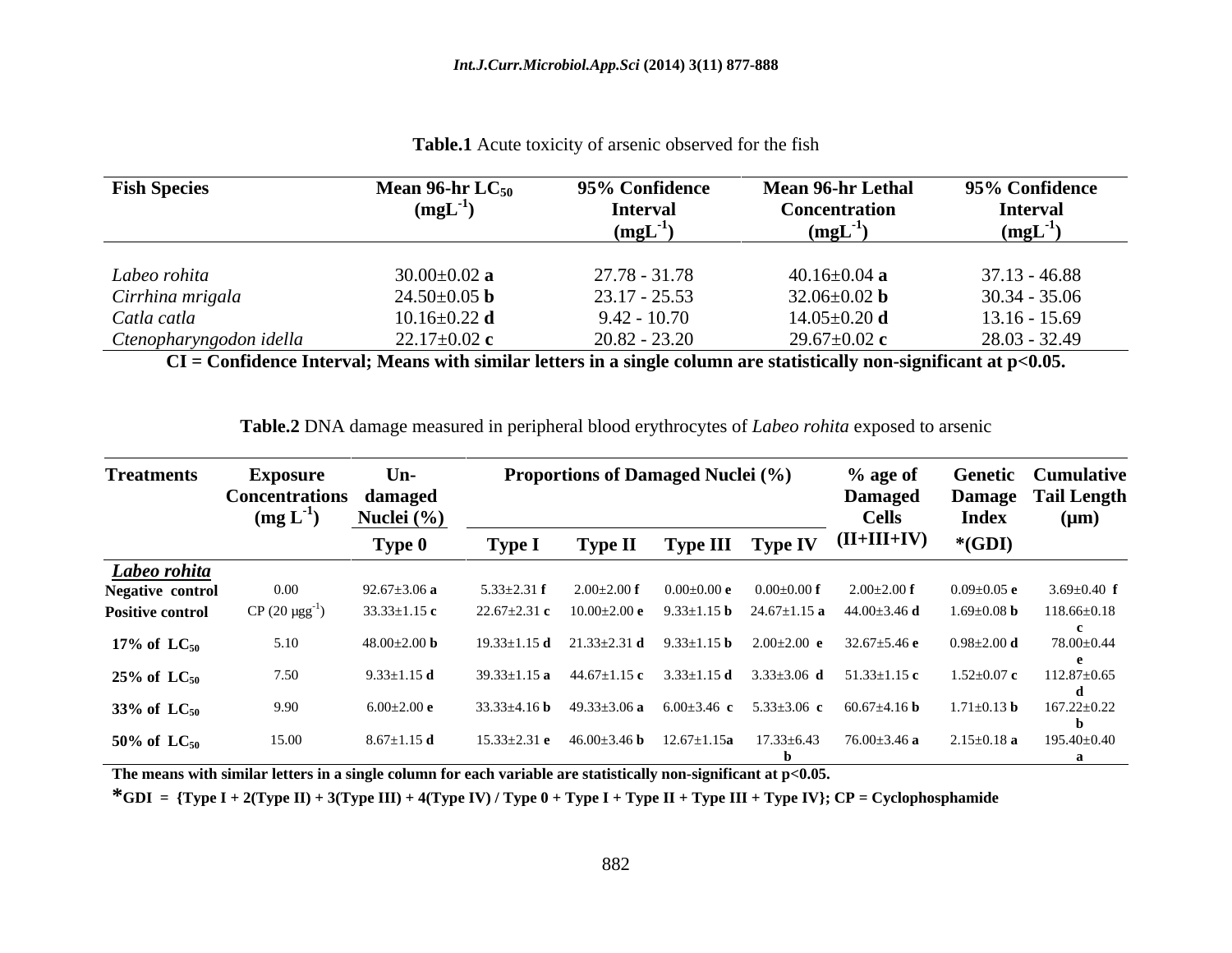**Table.1** Acute toxicity of arsenic observed for the fish

| Fish Species | Mean 96-hr $LC_{50}$ ($mgL^{-1}$) | 95% Confidence Interval ($mgL^{-1}$) | Mean 96-hr Lethal Concentration ($mgL^{-1}$) | 95% Confidence Interval ($mgL^{-1}$) |
|---|---|---|---|---|
| *Labeo rohita* | 30.00±0.02 **a** | 27.78 - 31.78 | 40.16±0.04 **a** | 37.13 - 46.88 |
| *Cirrhina mrigala* | 24.50±0.05 **b** | 23.17 - 25.53 | 32.06±0.02 **b** | 30.34 - 35.06 |
| *Catla catla* | 10.16±0.22 **d** | 9.42 - 10.70 | 14.05±0.20 **d** | 13.16 - 15.69 |
| *Ctenopharyngodon idella* | 22.17±0.02 **c** | 20.82 - 23.20 | 29.67±0.02 **c** | 28.03 - 32.49 |

**CI = Confidence Interval; Means with similar letters in a single column are statistically non-significant at $p<0.05$.**

**Table.2** DNA damage measured in peripheral blood erythrocytes of *Labeo rohita* exposed to arsenic

| Treatments | Exposure Concentrations ($mg\ L^{-1}$) | Un-damaged Nuclei (%) | Proportions of Damaged Nuclei (%) | | | | % age of Damaged Cells | Genetic Damage Index | Cumulative Tail Length (µm) |
|---|---|---|---|---|---|---|---|---|---|
| | | Type 0 | Type I | Type II | Type III | Type IV | (II+III+IV) | *(GDI) | |
| ***Labeo rohita*** | | | | | | | | | |
| **Negative control** | 0.00 | 92.67±3.06 **a** | 5.33±2.31 **f** | 2.00±2.00 **f** | 0.00±0.00 **e** | 0.00±0.00 **f** | 2.00±2.00 **f** | 0.09±0.05 **e** | 3.69±0.40 **f** |
| **Positive control** | CP (20 $\mu gg^{-1}$) | 33.33±1.15 **c** | 22.67±2.31 **c** | 10.00±2.00 **e** | 9.33±1.15 **b** | 24.67±1.15 **a** | 44.00±3.46 **d** | 1.69±0.08 **b** | 118.66±0.18 **c** |
| **17% of $LC_{50}$** | 5.10 | 48.00±2.00 **b** | 19.33±1.15 **d** | 21.33±2.31 **d** | 9.33±1.15 **b** | 2.00±2.00 **e** | 32.67±5.46 **e** | 0.98±2.00 **d** | 78.00±0.44 **e** |
| **25% of $LC_{50}$** | 7.50 | 9.33±1.15 **d** | 39.33±1.15 **a** | 44.67±1.15 **c** | 3.33±1.15 **d** | 3.33±3.06 **d** | 51.33±1.15 **c** | 1.52±0.07 **c** | 112.87±0.65 **d** |
| **33% of $LC_{50}$** | 9.90 | 6.00±2.00 **e** | 33.33±4.16 **b** | 49.33±3.06 **a** | 6.00±3.46 **c** | 5.33±3.06 **c** | 60.67±4.16 **b** | 1.71±0.13 **b** | 167.22±0.22 **b** |
| **50% of $LC_{50}$** | 15.00 | 8.67±1.15 **d** | 15.33±2.31 **e** | 46.00±3.46 **b** | 12.67±1.15**a** | 17.33±6.43 **b** | 76.00±3.46 **a** | 2.15±0.18 **a** | 195.40±0.40 **a** |

**The means with similar letters in a single column for each variable are statistically non-significant at $p<0.05$.**

**\*GDI = {Type I + 2(Type II) + 3(Type III) + 4(Type IV) / Type 0 + Type I + Type II + Type III + Type IV}; CP = Cyclophosphamide**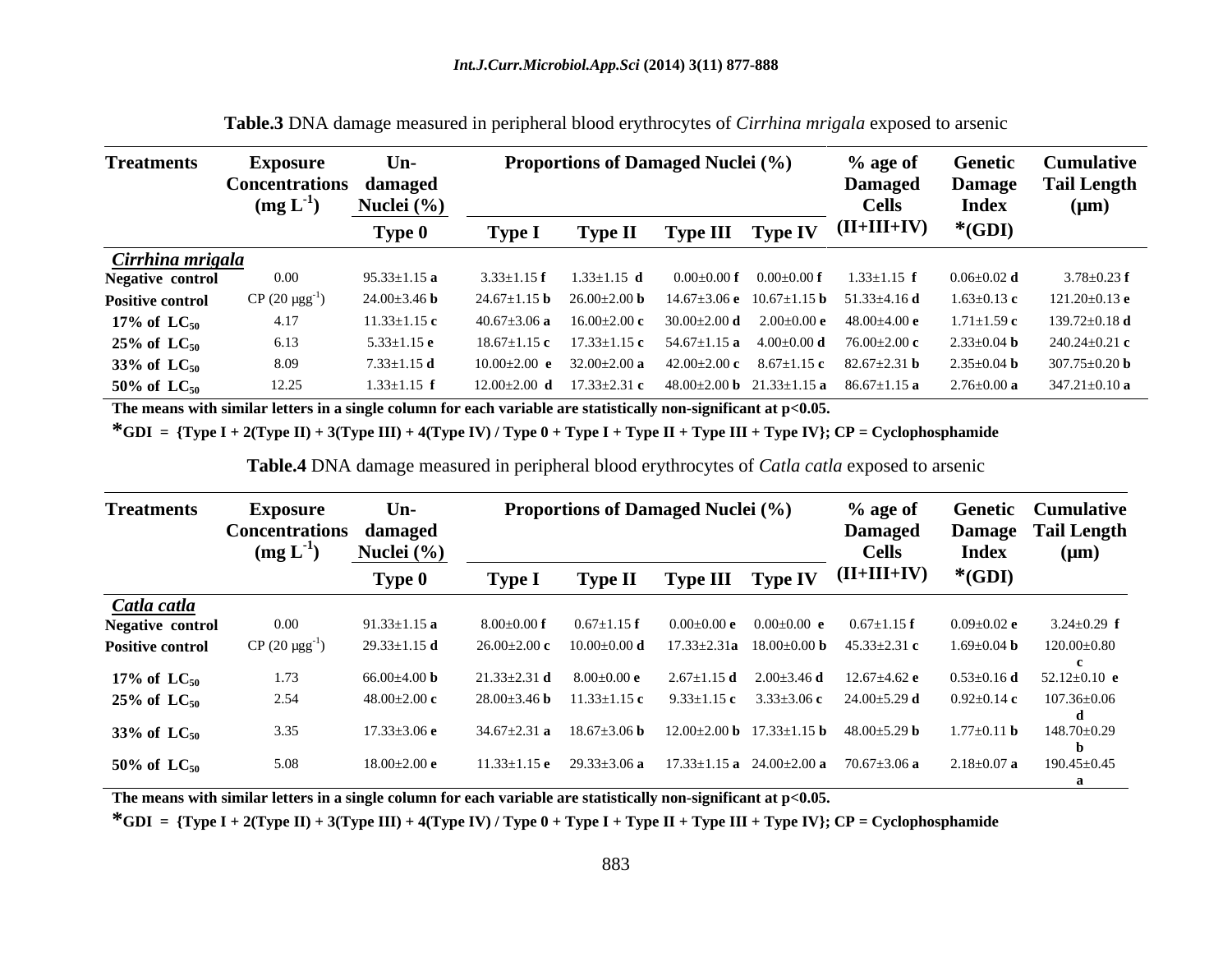**Table.3** DNA damage measured in peripheral blood erythrocytes of *Cirrhina mrigala* exposed to arsenic

| Treatments | Exposure Concentrations (mg $L^{-1}$) | Un-damaged Nuclei (%) | Proportions of Damaged Nuclei (%) | | | | % age of Damaged Cells (II+III+IV) | Genetic Damage Index *(GDI) | Cumulative Tail Length (µm) |
|---|---|---|---|---|---|---|---|---|---|
| | | Type 0 | Type I | Type II | Type III | Type IV | | | |
| ***Cirrhina mrigala*** | | | | | | | | | |
| **Negative control** | 0.00 | 95.33±1.15 **a** | 3.33±1.15 **f** | 1.33±1.15 **d** | 0.00±0.00 **f** | 0.00±0.00 **f** | 1.33±1.15 **f** | 0.06±0.02 **d** | 3.78±0.23 **f** |
| **Positive control** | CP (20 µgg$^{-1}$) | 24.00±3.46 **b** | 24.67±1.15 **b** | 26.00±2.00 **b** | 14.67±3.06 **e** | 10.67±1.15 **b** | 51.33±4.16 **d** | 1.63±0.13 **c** | 121.20±0.13 **e** |
| **17% of $LC_{50}$** | 4.17 | 11.33±1.15 **c** | 40.67±3.06 **a** | 16.00±2.00 **c** | 30.00±2.00 **d** | 2.00±0.00 **e** | 48.00±4.00 **e** | 1.71±1.59 **c** | 139.72±0.18 **d** |
| **25% of $LC_{50}$** | 6.13 | 5.33±1.15 **e** | 18.67±1.15 **c** | 17.33±1.15 **c** | 54.67±1.15 **a** | 4.00±0.00 **d** | 76.00±2.00 **c** | 2.33±0.04 **b** | 240.24±0.21 **c** |
| **33% of $LC_{50}$** | 8.09 | 7.33±1.15 **d** | 10.00±2.00 **e** | 32.00±2.00 **a** | 42.00±2.00 **c** | 8.67±1.15 **c** | 82.67±2.31 **b** | 2.35±0.04 **b** | 307.75±0.20 **b** |
| **50% of $LC_{50}$** | 12.25 | 1.33±1.15 **f** | 12.00±2.00 **d** | 17.33±2.31 **c** | 48.00±2.00 **b** | 21.33±1.15 **a** | 86.67±1.15 **a** | 2.76±0.00 **a** | 347.21±0.10 **a** |

**The means with similar letters in a single column for each variable are statistically non-significant at p<0.05.**

**\*GDI = {Type I + 2(Type II) + 3(Type III) + 4(Type IV) / Type 0 + Type I + Type II + Type III + Type IV}; CP = Cyclophosphamide**

**Table.4** DNA damage measured in peripheral blood erythrocytes of *Catla catla* exposed to arsenic

| Treatments | Exposure Concentrations (mg $L^{-1}$) | Un-damaged Nuclei (%) | Proportions of Damaged Nuclei (%) | | | | % age of Damaged Cells (II+III+IV) | Genetic Damage Index *(GDI) | Cumulative Tail Length (µm) |
|---|---|---|---|---|---|---|---|---|---|
| | | Type 0 | Type I | Type II | Type III | Type IV | | | |
| ***Catla catla*** | | | | | | | | | |
| **Negative control** | 0.00 | 91.33±1.15 **a** | 8.00±0.00 **f** | 0.67±1.15 **f** | 0.00±0.00 **e** | 0.00±0.00 **e** | 0.67±1.15 **f** | 0.09±0.02 **e** | 3.24±0.29 **f** |
| **Positive control** | CP (20 µgg$^{-1}$) | 29.33±1.15 **d** | 26.00±2.00 **c** | 10.00±0.00 **d** | 17.33±2.31**a** | 18.00±0.00 **b** | 45.33±2.31 **c** | 1.69±0.04 **b** | 120.00±0.80 **c** |
| **17% of $LC_{50}$** | 1.73 | 66.00±4.00 **b** | 21.33±2.31 **d** | 8.00±0.00 **e** | 2.67±1.15 **d** | 2.00±3.46 **d** | 12.67±4.62 **e** | 0.53±0.16 **d** | 52.12±0.10 **e** |
| **25% of $LC_{50}$** | 2.54 | 48.00±2.00 **c** | 28.00±3.46 **b** | 11.33±1.15 **c** | 9.33±1.15 **c** | 3.33±3.06 **c** | 24.00±5.29 **d** | 0.92±0.14 **c** | 107.36±0.06 **d** |
| **33% of $LC_{50}$** | 3.35 | 17.33±3.06 **e** | 34.67±2.31 **a** | 18.67±3.06 **b** | 12.00±2.00 **b** | 17.33±1.15 **b** | 48.00±5.29 **b** | 1.77±0.11 **b** | 148.70±0.29 **b** |
| **50% of $LC_{50}$** | 5.08 | 18.00±2.00 **e** | 11.33±1.15 **e** | 29.33±3.06 **a** | 17.33±1.15 **a** | 24.00±2.00 **a** | 70.67±3.06 **a** | 2.18±0.07 **a** | 190.45±0.45 **a** |

**The means with similar letters in a single column for each variable are statistically non-significant at p<0.05.**

**\*GDI = {Type I + 2(Type II) + 3(Type III) + 4(Type IV) / Type 0 + Type I + Type II + Type III + Type IV}; CP = Cyclophosphamide**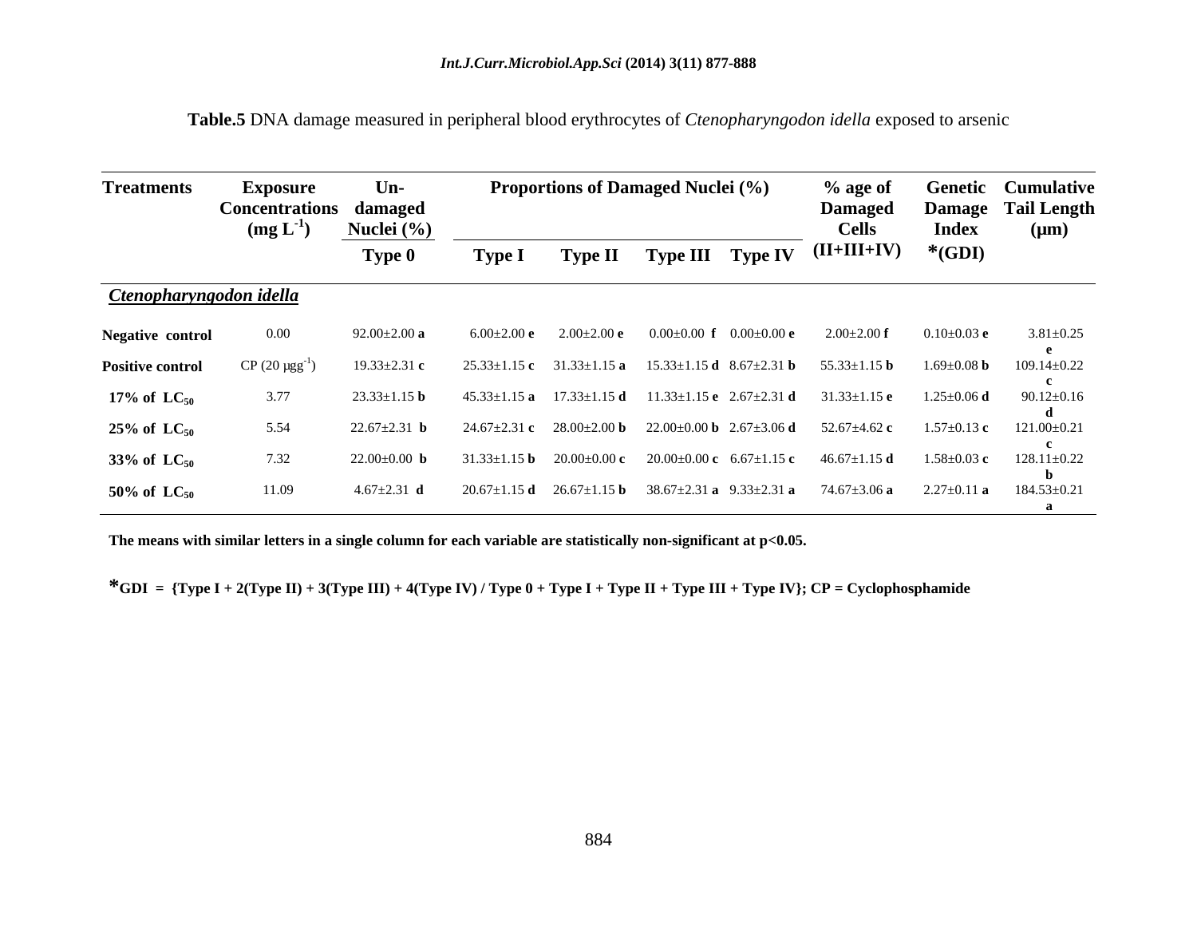**Table.5** DNA damage measured in peripheral blood erythrocytes of *Ctenopharyngodon idella* exposed to arsenic

| Treatments | Exposure Concentrations (mg $L^{-1}$) | Un-damaged Nuclei (%) | Proportions of Damaged Nuclei (%) | | | | % age of Damaged Cells | Genetic Damage Index | Cumulative Tail Length (µm) |
|---|---|---|---|---|---|---|---|---|---|
| | | Type 0 | Type I | Type II | Type III | Type IV | (II+III+IV) | *(GDI) | |
| ***Ctenopharyngodon idella*** | | | | | | | | | |
| **Negative control** | 0.00 | 92.00±2.00 **a** | 6.00±2.00 **e** | 2.00±2.00 **e** | 0.00±0.00 **f** | 0.00±0.00 **e** | 2.00±2.00 **f** | 0.10±0.03 **e** | 3.81±0.25 **e** |
| **Positive control** | CP (20 µgg$^{-1}$) | 19.33±2.31 **c** | 25.33±1.15 **c** | 31.33±1.15 **a** | 15.33±1.15 **d** | 8.67±2.31 **b** | 55.33±1.15 **b** | 1.69±0.08 **b** | 109.14±0.22 **c** |
| **17% of $LC_{50}$** | 3.77 | 23.33±1.15 **b** | 45.33±1.15 **a** | 17.33±1.15 **d** | 11.33±1.15 **e** | 2.67±2.31 **d** | 31.33±1.15 **e** | 1.25±0.06 **d** | 90.12±0.16 **d** |
| **25% of $LC_{50}$** | 5.54 | 22.67±2.31 **b** | 24.67±2.31 **c** | 28.00±2.00 **b** | 22.00±0.00 **b** | 2.67±3.06 **d** | 52.67±4.62 **c** | 1.57±0.13 **c** | 121.00±0.21 **c** |
| **33% of $LC_{50}$** | 7.32 | 22.00±0.00 **b** | 31.33±1.15 **b** | 20.00±0.00 **c** | 20.00±0.00 **c** | 6.67±1.15 **c** | 46.67±1.15 **d** | 1.58±0.03 **c** | 128.11±0.22 **b** |
| **50% of $LC_{50}$** | 11.09 | 4.67±2.31 **d** | 20.67±1.15 **d** | 26.67±1.15 **b** | 38.67±2.31 **a** | 9.33±2.31 **a** | 74.67±3.06 **a** | 2.27±0.11 **a** | 184.53±0.21 **a** |

**The means with similar letters in a single column for each variable are statistically non-significant at $p<0.05$.**

**\*GDI = {Type I + 2(Type II) + 3(Type III) + 4(Type IV) / Type 0 + Type I + Type II + Type III + Type IV}; CP = Cyclophosphamide**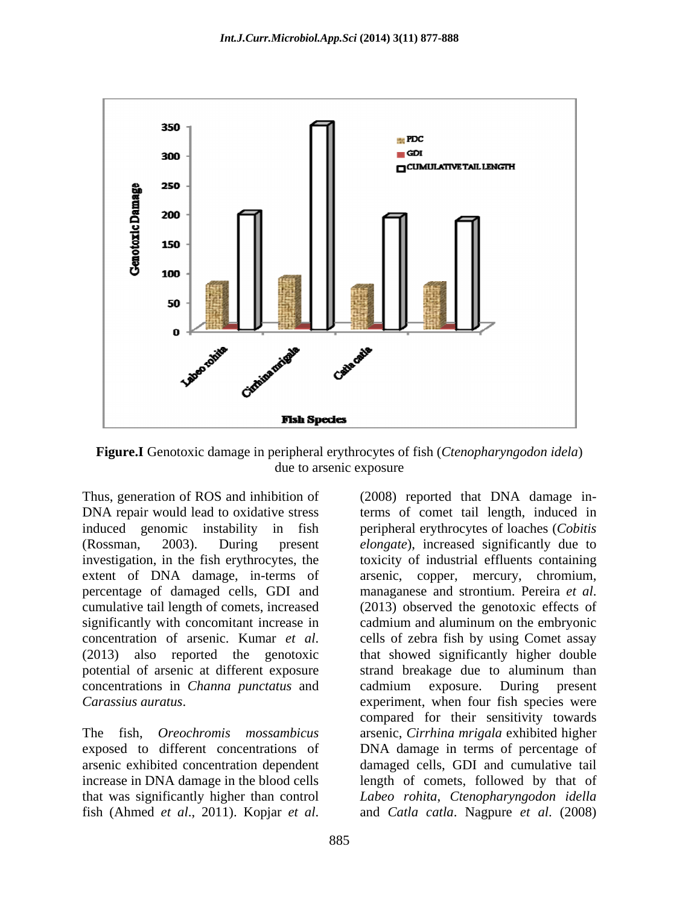**Figure.I** Genotoxic damage in peripheral erythrocytes of fish (*Ctenopharyngodon idela*) due to arsenic exposure

Thus, generation of ROS and inhibition of DNA repair would lead to oxidative stress induced genomic instability in fish (Rossman, 2003). During present investigation, in the fish erythrocytes, the extent of DNA damage, in-terms of percentage of damaged cells, GDI and cumulative tail length of comets, increased significantly with concomitant increase in concentration of arsenic. Kumar *et al.* (2013) also reported the genotoxic potential of arsenic at different exposure concentrations in *Channa punctatus* and *Carassius auratus*.

The fish, *Oreochromis mossambicus* exposed to different concentrations of arsenic exhibited concentration dependent increase in DNA damage in the blood cells that was significantly higher than control fish (Ahmed *et al.*, 2011). Kopjar *et al.* (2008) reported that DNA damage in-terms of comet tail length, induced in peripheral erythrocytes of loaches (*Cobitis elongate*), increased significantly due to toxicity of industrial effluents containing arsenic, copper, mercury, chromium, managanese and strontium. Pereira *et al.* (2013) observed the genotoxic effects of cadmium and aluminum on the embryonic cells of zebra fish by using Comet assay that showed significantly higher double strand breakage due to aluminum than cadmium exposure. During present experiment, when four fish species were compared for their sensitivity towards arsenic, *Cirrhina mrigala* exhibited higher DNA damage in terms of percentage of damaged cells, GDI and cumulative tail length of comets, followed by that of *Labeo rohita, Ctenopharyngodon idella* and *Catla catla*. Nagpure *et al.* (2008)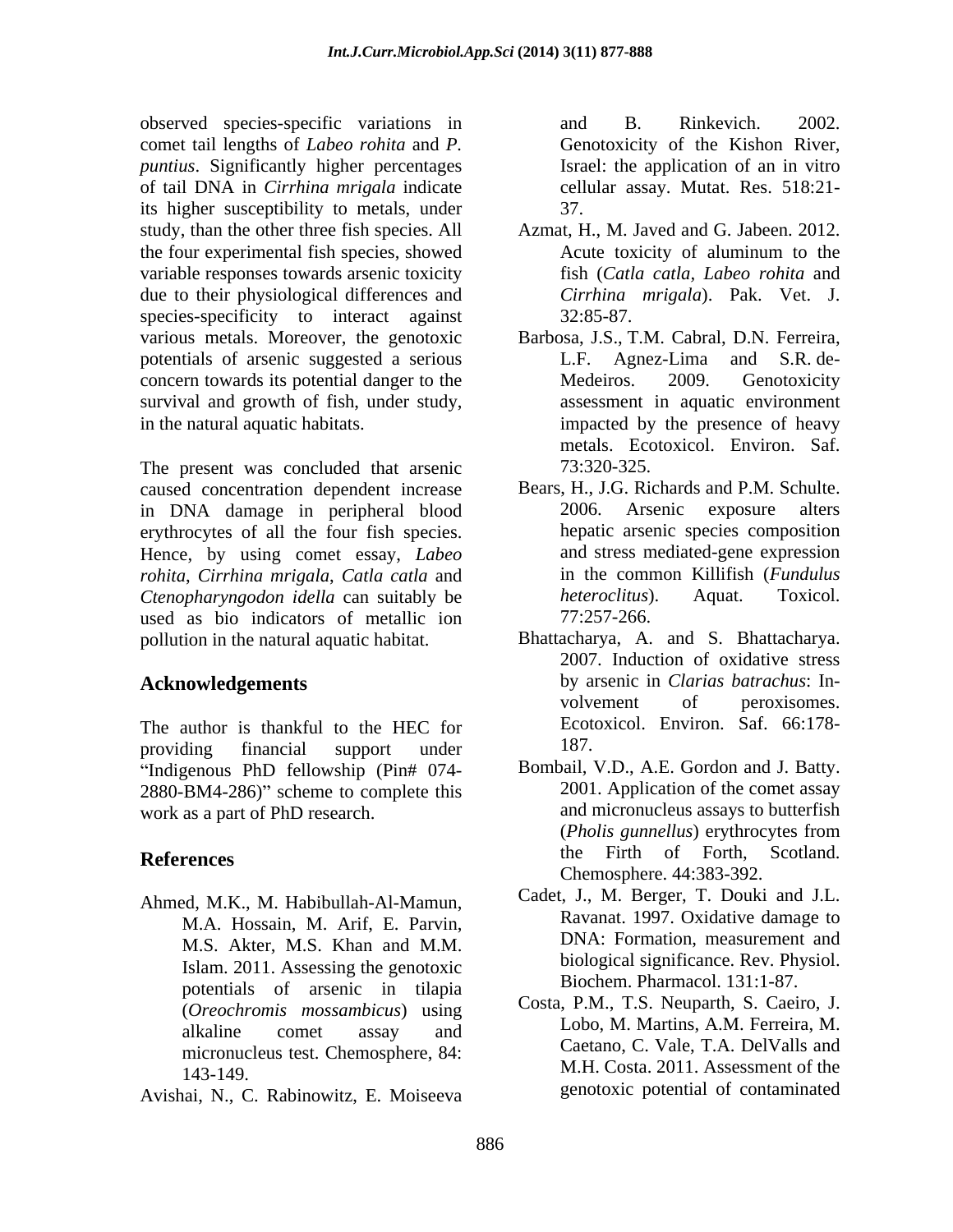observed species-specific variations in comet tail lengths of *Labeo rohita* and *P. puntius*. Significantly higher percentages of tail DNA in *Cirrhina mrigala* indicate its higher susceptibility to metals, under study, than the other three fish species. All the four experimental fish species, showed variable responses towards arsenic toxicity due to their physiological differences and species-specificity to interact against various metals. Moreover, the genotoxic potentials of arsenic suggested a serious concern towards its potential danger to the survival and growth of fish, under study, in the natural aquatic habitats.

The present was concluded that arsenic caused concentration dependent increase in DNA damage in peripheral blood erythrocytes of all the four fish species. Hence, by using comet essay, *Labeo rohita*, *Cirrhina mrigala*, *Catla catla* and *Ctenopharyngodon idella* can suitably be used as bio indicators of metallic ion pollution in the natural aquatic habitat.

## Acknowledgements

The author is thankful to the HEC for providing financial support under "Indigenous PhD fellowship (Pin# 074-2880-BM4-286)" scheme to complete this work as a part of PhD research.

## References

Ahmed, M.K., M. Habibullah-Al-Mamun, M.A. Hossain, M. Arif, E. Parvin, M.S. Akter, M.S. Khan and M.M. Islam. 2011. Assessing the genotoxic potentials of arsenic in tilapia (*Oreochromis mossambicus*) using alkaline comet assay and micronucleus test. Chemosphere, 84: 143-149.

Avishai, N., C. Rabinowitz, E. Moiseeva and B. Rinkevich. 2002. Genotoxicity of the Kishon River, Israel: the application of an in vitro cellular assay. Mutat. Res. 518:21-37.

Azmat, H., M. Javed and G. Jabeen. 2012. Acute toxicity of aluminum to the fish (*Catla catla*, *Labeo rohita* and *Cirrhina mrigala*). Pak. Vet. J. 32:85-87.

Barbosa, J.S., T.M. Cabral, D.N. Ferreira, L.F. Agnez-Lima and S.R. de-Medeiros. 2009. Genotoxicity assessment in aquatic environment impacted by the presence of heavy metals. Ecotoxicol. Environ. Saf. 73:320-325.

Bears, H., J.G. Richards and P.M. Schulte. 2006. Arsenic exposure alters hepatic arsenic species composition and stress mediated-gene expression in the common Killifish (*Fundulus heteroclitus*). Aquat. Toxicol. 77:257-266.

Bhattacharya, A. and S. Bhattacharya. 2007. Induction of oxidative stress by arsenic in *Clarias batrachus*: Involvement of peroxisomes. Ecotoxicol. Environ. Saf. 66:178-187.

Bombail, V.D., A.E. Gordon and J. Batty. 2001. Application of the comet assay and micronucleus assays to butterfish (*Pholis gunnellus*) erythrocytes from the Firth of Forth, Scotland. Chemosphere. 44:383-392.

Cadet, J., M. Berger, T. Douki and J.L. Ravanat. 1997. Oxidative damage to DNA: Formation, measurement and biological significance. Rev. Physiol. Biochem. Pharmacol. 131:1-87.

Costa, P.M., T.S. Neuparth, S. Caeiro, J. Lobo, M. Martins, A.M. Ferreira, M. Caetano, C. Vale, T.A. DelValls and M.H. Costa. 2011. Assessment of the genotoxic potential of contaminated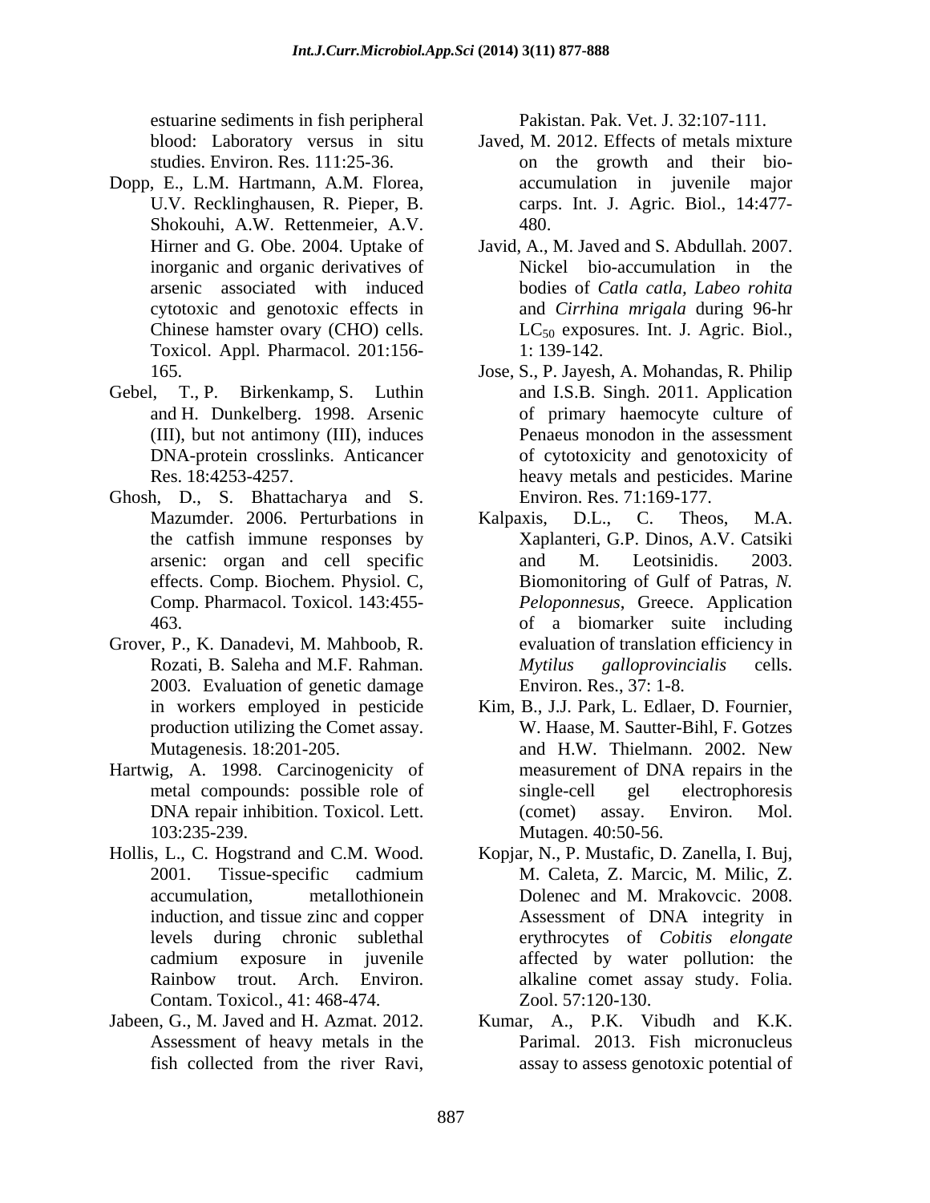estuarine sediments in fish peripheral blood: Laboratory versus in situ studies. Environ. Res. 111:25-36.

Dopp, E., L.M. Hartmann, A.M. Florea, U.V. Recklinghausen, R. Pieper, B. Shokouhi, A.W. Rettenmeier, A.V. Hirner and G. Obe. 2004. Uptake of inorganic and organic derivatives of arsenic associated with induced cytotoxic and genotoxic effects in Chinese hamster ovary (CHO) cells. Toxicol. Appl. Pharmacol. 201:156-165.

Gebel, T., P. Birkenkamp, S. Luthin and H. Dunkelberg. 1998. Arsenic (III), but not antimony (III), induces DNA-protein crosslinks. Anticancer Res. 18:4253-4257.

Ghosh, D., S. Bhattacharya and S. Mazumder. 2006. Perturbations in the catfish immune responses by arsenic: organ and cell specific effects. Comp. Biochem. Physiol. C, Comp. Pharmacol. Toxicol. 143:455-463.

Grover, P., K. Danadevi, M. Mahboob, R. Rozati, B. Saleha and M.F. Rahman. 2003. Evaluation of genetic damage in workers employed in pesticide production utilizing the Comet assay. Mutagenesis. 18:201-205.

Hartwig, A. 1998. Carcinogenicity of metal compounds: possible role of DNA repair inhibition. Toxicol. Lett. 103:235-239.

Hollis, L., C. Hogstrand and C.M. Wood. 2001. Tissue-specific cadmium accumulation, metallothionein induction, and tissue zinc and copper levels during chronic sublethal cadmium exposure in juvenile Rainbow trout. Arch. Environ. Contam. Toxicol., 41: 468-474.

Jabeen, G., M. Javed and H. Azmat. 2012. Assessment of heavy metals in the fish collected from the river Ravi, Pakistan. Pak. Vet. J. 32:107-111.

Javed, M. 2012. Effects of metals mixture on the growth and their bio-accumulation in juvenile major carps. Int. J. Agric. Biol., 14:477-480.

Javid, A., M. Javed and S. Abdullah. 2007. Nickel bio-accumulation in the bodies of *Catla catla*, *Labeo rohita* and *Cirrhina mrigala* during 96-hr $LC_{50}$ exposures. Int. J. Agric. Biol., 1: 139-142.

Jose, S., P. Jayesh, A. Mohandas, R. Philip and I.S.B. Singh. 2011. Application of primary haemocyte culture of Penaeus monodon in the assessment of cytotoxicity and genotoxicity of heavy metals and pesticides. Marine Environ. Res. 71:169-177.

Kalpaxis, D.L., C. Theos, M.A. Xaplanteri, G.P. Dinos, A.V. Catsiki and M. Leotsinidis. 2003. Biomonitoring of Gulf of Patras, *N. Peloponnesus*, Greece. Application of a biomarker suite including evaluation of translation efficiency in *Mytilus galloprovincialis* cells. Environ. Res., 37: 1-8.

Kim, B., J.J. Park, L. Edlaer, D. Fournier, W. Haase, M. Sautter-Bihl, F. Gotzes and H.W. Thielmann. 2002. New measurement of DNA repairs in the single-cell gel electrophoresis (comet) assay. Environ. Mol. Mutagen. 40:50-56.

Kopjar, N., P. Mustafic, D. Zanella, I. Buj, M. Caleta, Z. Marcic, M. Milic, Z. Dolenec and M. Mrakovcic. 2008. Assessment of DNA integrity in erythrocytes of *Cobitis elongate* affected by water pollution: the alkaline comet assay study. Folia. Zool. 57:120-130.

Kumar, A., P.K. Vibudh and K.K. Parimal. 2013. Fish micronucleus assay to assess genotoxic potential of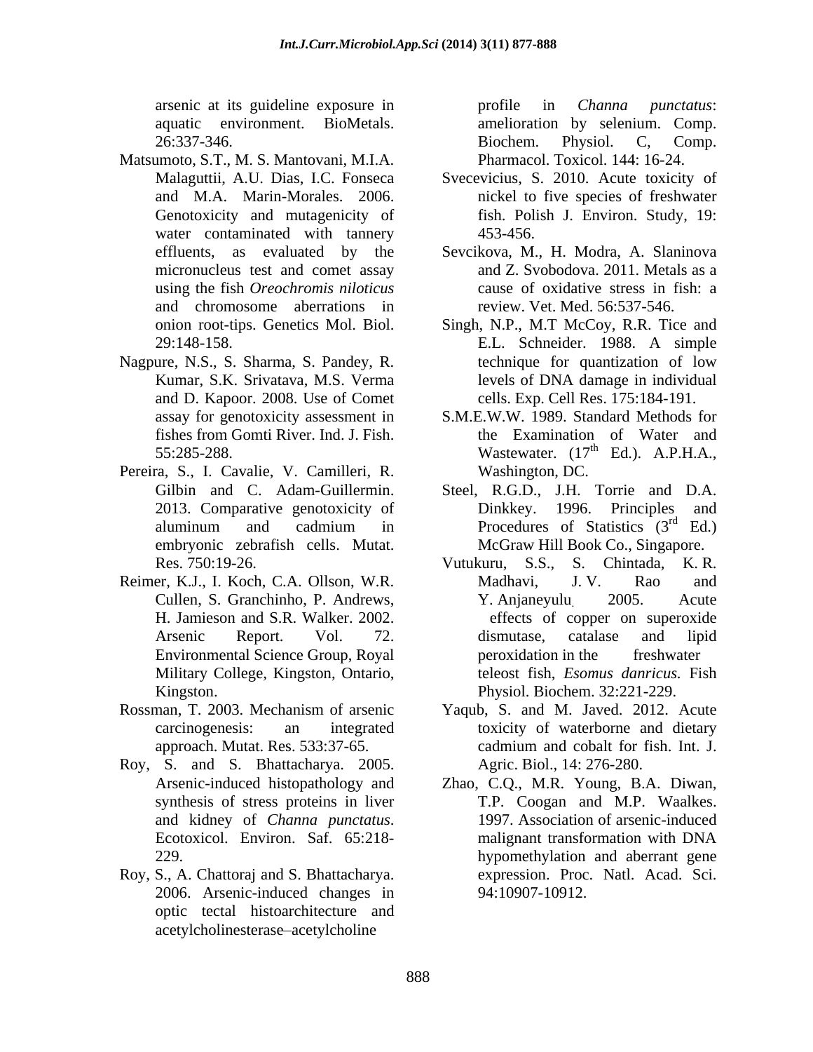arsenic at its guideline exposure in aquatic environment. BioMetals. 26:337-346.

Matsumoto, S.T., M. S. Mantovani, M.I.A. Malaguttii, A.U. Dias, I.C. Fonseca and M.A. Marin-Morales. 2006. Genotoxicity and mutagenicity of water contaminated with tannery effluents, as evaluated by the micronucleus test and comet assay using the fish *Oreochromis niloticus* and chromosome aberrations in onion root-tips. Genetics Mol. Biol. 29:148-158.

Nagpure, N.S., S. Sharma, S. Pandey, R. Kumar, S.K. Srivatava, M.S. Verma and D. Kapoor. 2008. Use of Comet assay for genotoxicity assessment in fishes from Gomti River. Ind. J. Fish. 55:285-288.

Pereira, S., I. Cavalie, V. Camilleri, R. Gilbin and C. Adam-Guillermin. 2013. Comparative genotoxicity of aluminum and cadmium in embryonic zebrafish cells. Mutat. Res. 750:19-26.

Reimer, K.J., I. Koch, C.A. Ollson, W.R. Cullen, S. Granchinho, P. Andrews, H. Jamieson and S.R. Walker. 2002. Arsenic Report. Vol. 72. Environmental Science Group, Royal Military College, Kingston, Ontario, Kingston.

Rossman, T. 2003. Mechanism of arsenic carcinogenesis: an integrated approach. Mutat. Res. 533:37-65.

Roy, S. and S. Bhattacharya. 2005. Arsenic-induced histopathology and synthesis of stress proteins in liver and kidney of *Channa punctatus*. Ecotoxicol. Environ. Saf. 65:218-229.

Roy, S., A. Chattoraj and S. Bhattacharya. 2006. Arsenic-induced changes in optic tectal histoarchitecture and acetylcholinesterase–acetylcholine profile in *Channa punctatus*: amelioration by selenium. Comp. Biochem. Physiol. C, Comp. Pharmacol. Toxicol. 144: 16-24.

Svecevicius, S. 2010. Acute toxicity of nickel to five species of freshwater fish. Polish J. Environ. Study, 19: 453-456.

Sevcikova, M., H. Modra, A. Slaninova and Z. Svobodova. 2011. Metals as a cause of oxidative stress in fish: a review. Vet. Med. 56:537-546.

Singh, N.P., M.T McCoy, R.R. Tice and E.L. Schneider. 1988. A simple technique for quantization of low levels of DNA damage in individual cells. Exp. Cell Res. 175:184-191.

S.M.E.W.W. 1989. Standard Methods for the Examination of Water and Wastewater. (17th Ed.). A.P.H.A., Washington, DC.

Steel, R.G.D., J.H. Torrie and D.A. Dinkkey. 1996. Principles and Procedures of Statistics (3rd Ed.) McGraw Hill Book Co., Singapore.

Vutukuru, S.S., S. Chintada, K. R. Madhavi, J. V. Rao and Y. Anjaneyulu. 2005. Acute effects of copper on superoxide dismutase, catalase and lipid peroxidation in the freshwater teleost fish, *Esomus danricus*. Fish Physiol. Biochem. 32:221-229.

Yaqub, S. and M. Javed. 2012. Acute toxicity of waterborne and dietary cadmium and cobalt for fish. Int. J. Agric. Biol., 14: 276-280.

Zhao, C.Q., M.R. Young, B.A. Diwan, T.P. Coogan and M.P. Waalkes. 1997. Association of arsenic-induced malignant transformation with DNA hypomethylation and aberrant gene expression. Proc. Natl. Acad. Sci. 94:10907-10912.